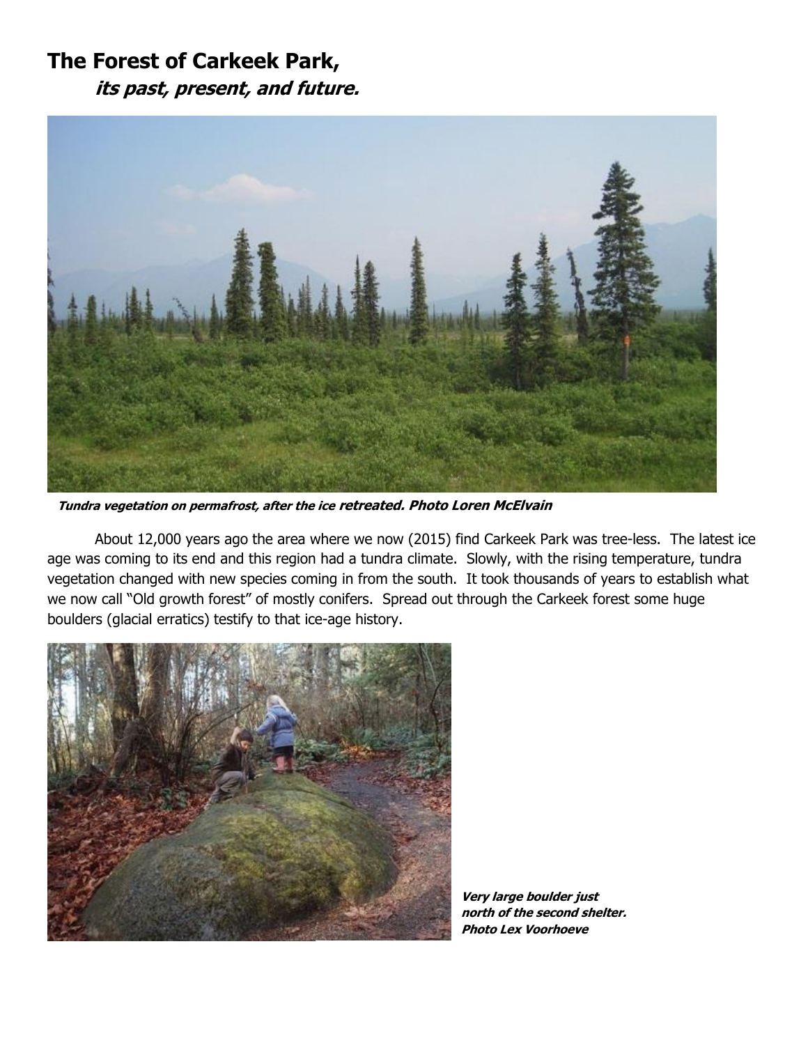# The Forest of Carkeek Park,
## *its past, present, and future.*

***Tundra vegetation on permafrost, after the ice retreated. Photo Loren McElvain***

About 12,000 years ago the area where we now (2015) find Carkeek Park was tree-less. The latest ice age was coming to its end and this region had a tundra climate. Slowly, with the rising temperature, tundra vegetation changed with new species coming in from the south. It took thousands of years to establish what we now call "Old growth forest" of mostly conifers. Spread out through the Carkeek forest some huge boulders (glacial erratics) testify to that ice-age history.

***Very large boulder just north of the second shelter. Photo Lex Voorhoeve***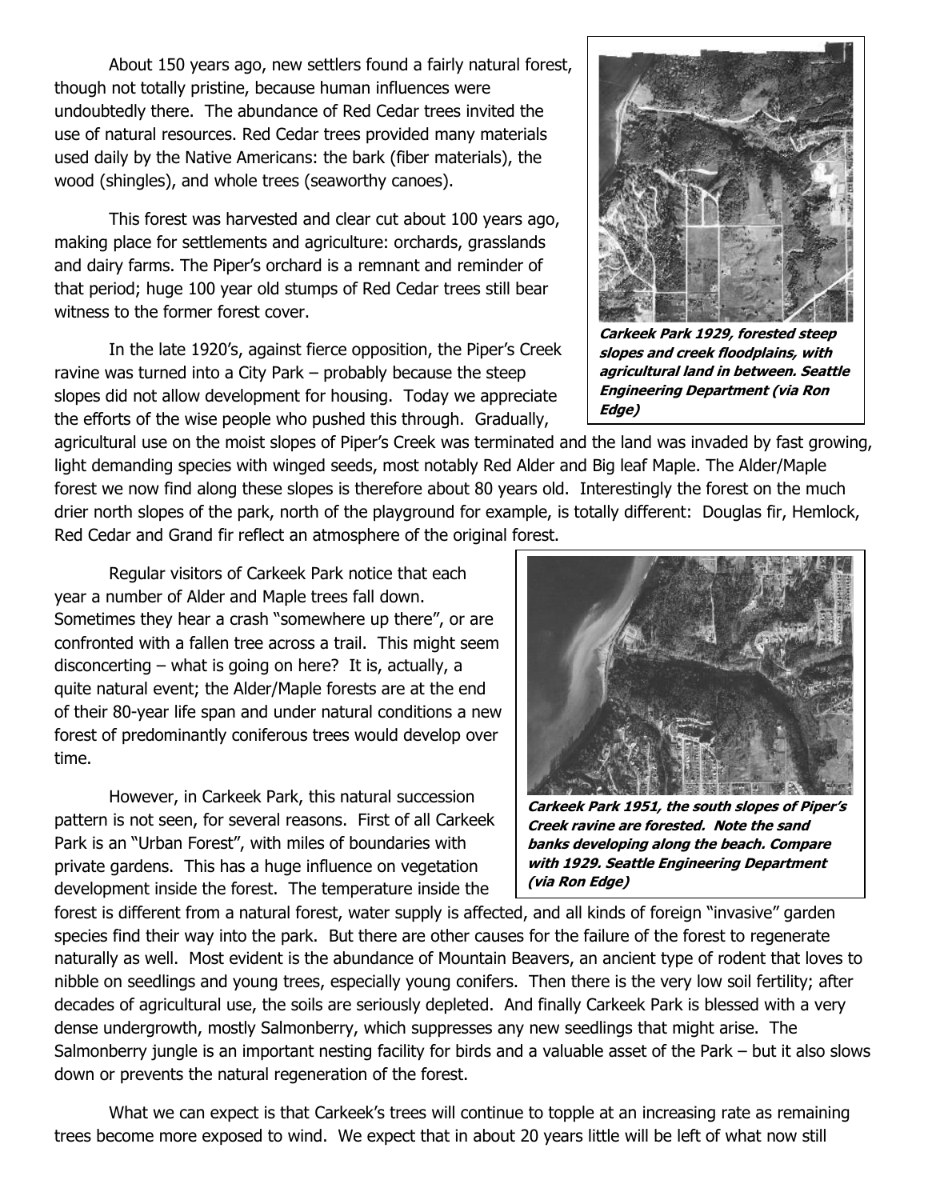About 150 years ago, new settlers found a fairly natural forest, though not totally pristine, because human influences were undoubtedly there. The abundance of Red Cedar trees invited the use of natural resources. Red Cedar trees provided many materials used daily by the Native Americans: the bark (fiber materials), the wood (shingles), and whole trees (seaworthy canoes).

This forest was harvested and clear cut about 100 years ago, making place for settlements and agriculture: orchards, grasslands and dairy farms. The Piper's orchard is a remnant and reminder of that period; huge 100 year old stumps of Red Cedar trees still bear witness to the former forest cover.

**_Carkeek Park 1929, forested steep slopes and creek floodplains, with agricultural land in between. Seattle Engineering Department (via Ron Edge)_**

In the late 1920's, against fierce opposition, the Piper's Creek ravine was turned into a City Park – probably because the steep slopes did not allow development for housing. Today we appreciate the efforts of the wise people who pushed this through. Gradually, agricultural use on the moist slopes of Piper's Creek was terminated and the land was invaded by fast growing, light demanding species with winged seeds, most notably Red Alder and Big leaf Maple. The Alder/Maple forest we now find along these slopes is therefore about 80 years old. Interestingly the forest on the much drier north slopes of the park, north of the playground for example, is totally different: Douglas fir, Hemlock, Red Cedar and Grand fir reflect an atmosphere of the original forest.

Regular visitors of Carkeek Park notice that each year a number of Alder and Maple trees fall down. Sometimes they hear a crash "somewhere up there", or are confronted with a fallen tree across a trail. This might seem disconcerting – what is going on here? It is, actually, a quite natural event; the Alder/Maple forests are at the end of their 80-year life span and under natural conditions a new forest of predominantly coniferous trees would develop over time.

**_Carkeek Park 1951, the south slopes of Piper's Creek ravine are forested. Note the sand banks developing along the beach. Compare with 1929. Seattle Engineering Department (via Ron Edge)_**

However, in Carkeek Park, this natural succession pattern is not seen, for several reasons. First of all Carkeek Park is an "Urban Forest", with miles of boundaries with private gardens. This has a huge influence on vegetation development inside the forest. The temperature inside the forest is different from a natural forest, water supply is affected, and all kinds of foreign "invasive" garden species find their way into the park. But there are other causes for the failure of the forest to regenerate naturally as well. Most evident is the abundance of Mountain Beavers, an ancient type of rodent that loves to nibble on seedlings and young trees, especially young conifers. Then there is the very low soil fertility; after decades of agricultural use, the soils are seriously depleted. And finally Carkeek Park is blessed with a very dense undergrowth, mostly Salmonberry, which suppresses any new seedlings that might arise. The Salmonberry jungle is an important nesting facility for birds and a valuable asset of the Park – but it also slows down or prevents the natural regeneration of the forest.

What we can expect is that Carkeek's trees will continue to topple at an increasing rate as remaining trees become more exposed to wind. We expect that in about 20 years little will be left of what now still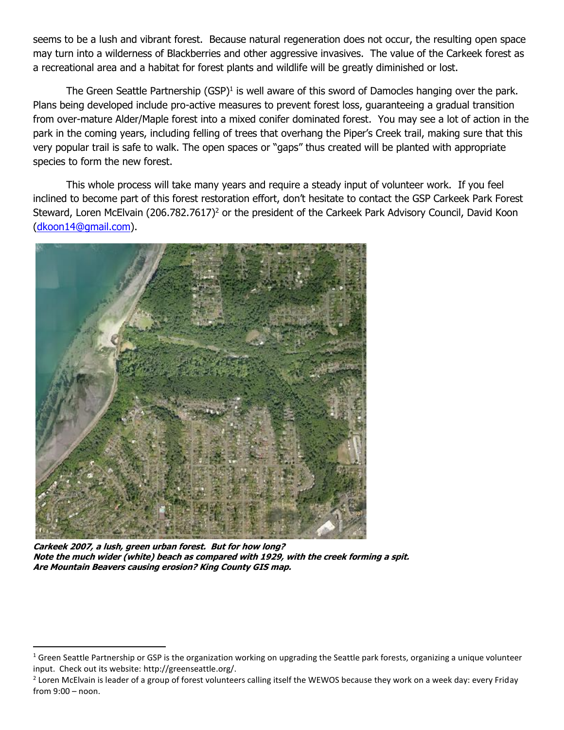seems to be a lush and vibrant forest. Because natural regeneration does not occur, the resulting open space may turn into a wilderness of Blackberries and other aggressive invasives. The value of the Carkeek forest as a recreational area and a habitat for forest plants and wildlife will be greatly diminished or lost.

The Green Seattle Partnership (GSP)[1] is well aware of this sword of Damocles hanging over the park. Plans being developed include pro-active measures to prevent forest loss, guaranteeing a gradual transition from over-mature Alder/Maple forest into a mixed conifer dominated forest. You may see a lot of action in the park in the coming years, including felling of trees that overhang the Piper's Creek trail, making sure that this very popular trail is safe to walk. The open spaces or "gaps" thus created will be planted with appropriate species to form the new forest.

This whole process will take many years and require a steady input of volunteer work. If you feel inclined to become part of this forest restoration effort, don't hesitate to contact the GSP Carkeek Park Forest Steward, Loren McElvain (206.782.7617)[2] or the president of the Carkeek Park Advisory Council, David Koon (dkoon14@gmail.com).

***Carkeek 2007, a lush, green urban forest. But for how long?***
***Note the much wider (white) beach as compared with 1929, with the creek forming a spit.***
***Are Mountain Beavers causing erosion? King County GIS map.***

[1] Green Seattle Partnership or GSP is the organization working on upgrading the Seattle park forests, organizing a unique volunteer input. Check out its website: http://greenseattle.org/.

[2] Loren McElvain is leader of a group of forest volunteers calling itself the WEWOS because they work on a week day: every Friday from 9:00 – noon.